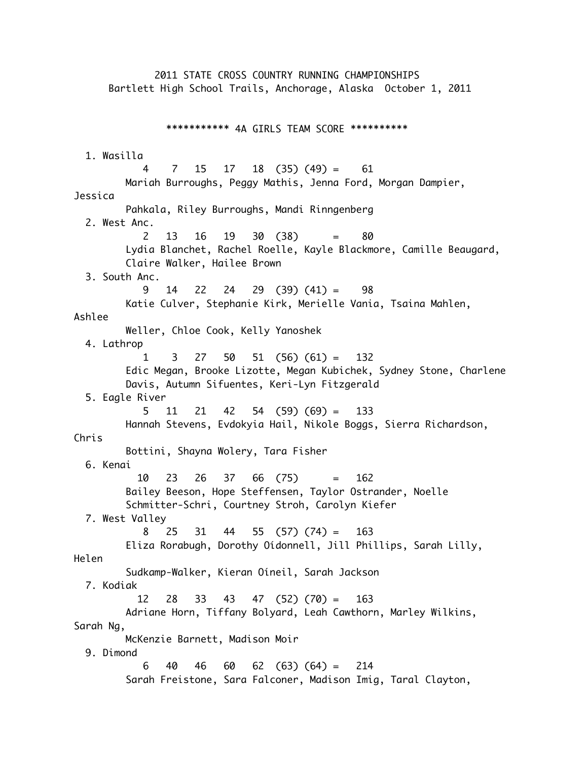# 2011 STATE CROSS COUNTRY RUNNING CHAMPIONSHIPS

Bartlett High School Trails, Anchorage, Alaska October 1, 2011

## *********** 4A GIRLS TEAM SCORE **********

```
  1. Wasilla
           4    7   15   17   18  (35) (49) =    61
         Mariah Burroughs, Peggy Mathis, Jenna Ford, Morgan Dampier,
Jessica
         Pahkala, Riley Burroughs, Mandi Rinngenberg
  2. West Anc.
           2   13   16   19   30  (38)      =    80
         Lydia Blanchet, Rachel Roelle, Kayle Blackmore, Camille Beaugard,
         Claire Walker, Hailee Brown
  3. South Anc.
           9   14   22   24   29  (39) (41) =    98
         Katie Culver, Stephanie Kirk, Merielle Vania, Tsaina Mahlen,
Ashlee
         Weller, Chloe Cook, Kelly Yanoshek
  4. Lathrop
           1    3   27   50   51  (56) (61) =   132
         Edic Megan, Brooke Lizotte, Megan Kubichek, Sydney Stone, Charlene
         Davis, Autumn Sifuentes, Keri-Lyn Fitzgerald
  5. Eagle River
           5   11   21   42   54  (59) (69) =   133
         Hannah Stevens, Evdokyia Hail, Nikole Boggs, Sierra Richardson,
Chris
         Bottini, Shayna Wolery, Tara Fisher
  6. Kenai
          10   23   26   37   66  (75)      =   162
         Bailey Beeson, Hope Steffensen, Taylor Ostrander, Noelle
         Schmitter-Schri, Courtney Stroh, Carolyn Kiefer
  7. West Valley
           8   25   31   44   55  (57) (74) =   163
         Eliza Rorabugh, Dorothy Oídonnell, Jill Phillips, Sarah Lilly,
Helen
         Sudkamp-Walker, Kieran Oíneil, Sarah Jackson
  7. Kodiak
          12   28   33   43   47  (52) (70) =   163
         Adriane Horn, Tiffany Bolyard, Leah Cawthorn, Marley Wilkins,
Sarah Ng,
         McKenzie Barnett, Madison Moir
  9. Dimond
           6   40   46   60   62  (63) (64) =   214
         Sarah Freistone, Sara Falconer, Madison Imig, Taral Clayton,
```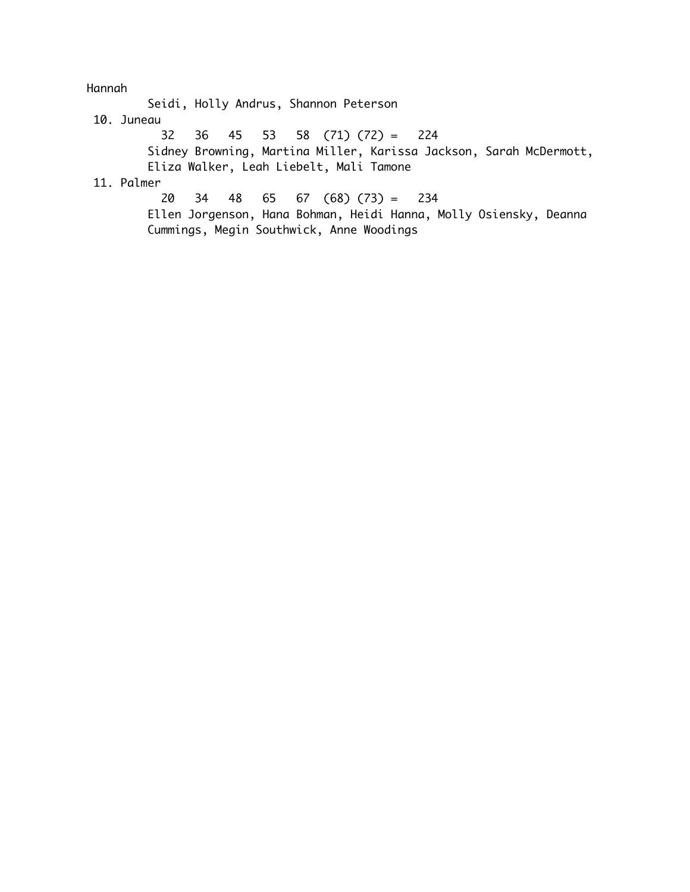Hannah

Seidi, Holly Andrus, Shannon Peterson

10. Juneau

32   36   45   53   58  (71) (72) =   224

Sidney Browning, Martina Miller, Karissa Jackson, Sarah McDermott, Eliza Walker, Leah Liebelt, Mali Tamone

11. Palmer

20   34   48   65   67  (68) (73) =   234

Ellen Jorgenson, Hana Bohman, Heidi Hanna, Molly Osiensky, Deanna Cummings, Megin Southwick, Anne Woodings